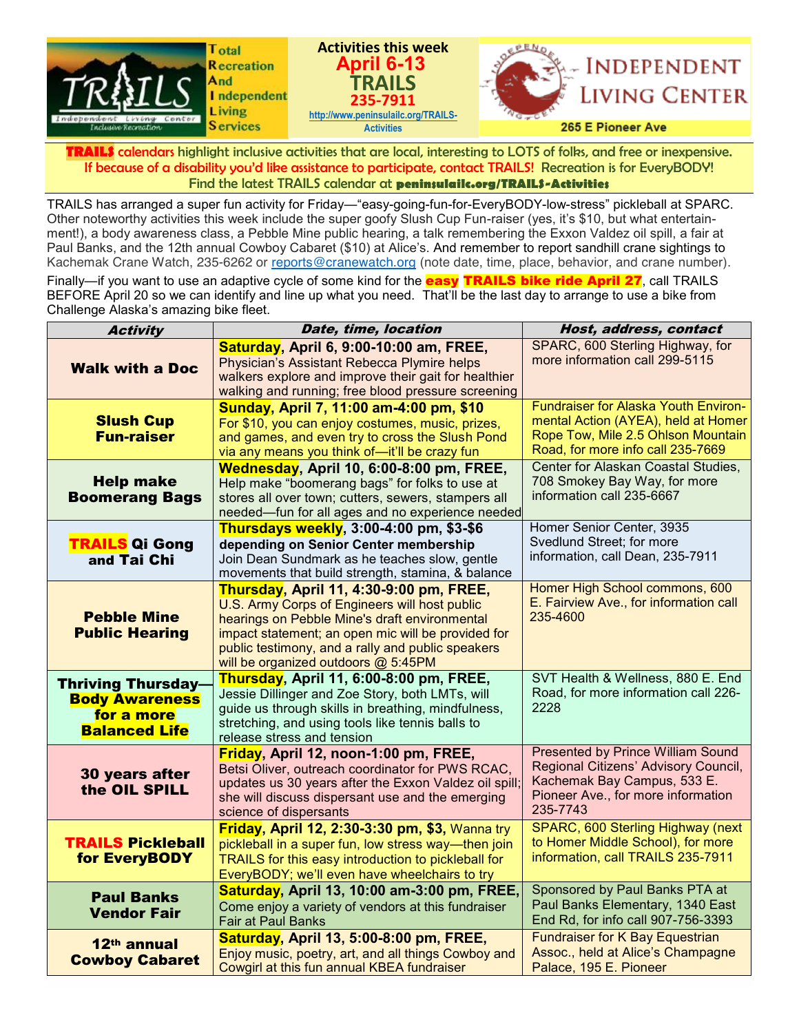**Total Recreation And Independent Living Services**

**Activities this week**
**April 6-13**
**TRAILS**
**235-7911**
http://www.peninsulailc.org/TRAILS-Activities

**INDEPENDENT LIVING CENTER**
265 E Pioneer Ave

**TRAILS** calendars highlight inclusive activities that are local, interesting to LOTS of folks, and free or inexpensive.
If because of a disability you'd like assistance to participate, contact TRAILS! Recreation is for EveryBODY!
Find the latest TRAILS calendar at **peninsulailc.org/TRAILS-Activities**

TRAILS has arranged a super fun activity for Friday—"easy-going-fun-for-EveryBODY-low-stress" pickleball at SPARC. Other noteworthy activities this week include the super goofy Slush Cup Fun-raiser (yes, it's $10, but what entertainment!), a body awareness class, a Pebble Mine public hearing, a talk remembering the Exxon Valdez oil spill, a fair at Paul Banks, and the 12th annual Cowboy Cabaret ($10) at Alice's. And remember to report sandhill crane sightings to Kachemak Crane Watch, 235-6262 or reports@cranewatch.org (note date, time, place, behavior, and crane number).

Finally—if you want to use an adaptive cycle of some kind for the **easy TRAILS bike ride April 27**, call TRAILS BEFORE April 20 so we can identify and line up what you need. That'll be the last day to arrange to use a bike from Challenge Alaska's amazing bike fleet.

| *Activity* | *Date, time, location* | *Host, address, contact* |
|---|---|---|
| **Walk with a Doc** | **Saturday, April 6, 9:00-10:00 am, FREE,** Physician's Assistant Rebecca Plymire helps walkers explore and improve their gait for healthier walking and running; free blood pressure screening | SPARC, 600 Sterling Highway, for more information call 299-5115 |
| **Slush Cup Fun-raiser** | **Sunday, April 7, 11:00 am-4:00 pm, $10** For $10, you can enjoy costumes, music, prizes, and games, and even try to cross the Slush Pond via any means you think of—it'll be crazy fun | Fundraiser for Alaska Youth Environmental Action (AYEA), held at Homer Rope Tow, Mile 2.5 Ohlson Mountain Road, for more info call 235-7669 |
| **Help make Boomerang Bags** | **Wednesday, April 10, 6:00-8:00 pm, FREE,** Help make "boomerang bags" for folks to use at stores all over town; cutters, sewers, stampers all needed—fun for all ages and no experience needed | Center for Alaskan Coastal Studies, 708 Smokey Bay Way, for more information call 235-6667 |
| **TRAILS Qi Gong and Tai Chi** | **Thursdays weekly, 3:00-4:00 pm, $3-$6 depending on Senior Center membership** Join Dean Sundmark as he teaches slow, gentle movements that build strength, stamina, & balance | Homer Senior Center, 3935 Svedlund Street; for more information, call Dean, 235-7911 |
| **Pebble Mine Public Hearing** | **Thursday, April 11, 4:30-9:00 pm, FREE,** U.S. Army Corps of Engineers will host public hearings on Pebble Mine's draft environmental impact statement; an open mic will be provided for public testimony, and a rally and public speakers will be organized outdoors @ 5:45PM | Homer High School commons, 600 E. Fairview Ave., for information call 235-4600 |
| **Thriving Thursday—Body Awareness for a more Balanced Life** | **Thursday, April 11, 6:00-8:00 pm, FREE,** Jessie Dillinger and Zoe Story, both LMTs, will guide us through skills in breathing, mindfulness, stretching, and using tools like tennis balls to release stress and tension | SVT Health & Wellness, 880 E. End Road, for more information call 226-2228 |
| **30 years after the OIL SPILL** | **Friday, April 12, noon-1:00 pm, FREE,** Betsi Oliver, outreach coordinator for PWS RCAC, updates us 30 years after the Exxon Valdez oil spill; she will discuss dispersant use and the emerging science of dispersants | Presented by Prince William Sound Regional Citizens' Advisory Council, Kachemak Bay Campus, 533 E. Pioneer Ave., for more information 235-7743 |
| **TRAILS Pickleball for EveryBODY** | **Friday, April 12, 2:30-3:30 pm, $3,** Wanna try pickleball in a super fun, low stress way—then join TRAILS for this easy introduction to pickleball for EveryBODY; we'll even have wheelchairs to try | SPARC, 600 Sterling Highway (next to Homer Middle School), for more information, call TRAILS 235-7911 |
| **Paul Banks Vendor Fair** | **Saturday, April 13, 10:00 am-3:00 pm, FREE,** Come enjoy a variety of vendors at this fundraiser Fair at Paul Banks | Sponsored by Paul Banks PTA at Paul Banks Elementary, 1340 East End Rd, for info call 907-756-3393 |
| **12th annual Cowboy Cabaret** | **Saturday, April 13, 5:00-8:00 pm, FREE,** Enjoy music, poetry, art, and all things Cowboy and Cowgirl at this fun annual KBEA fundraiser | Fundraiser for K Bay Equestrian Assoc., held at Alice's Champagne Palace, 195 E. Pioneer |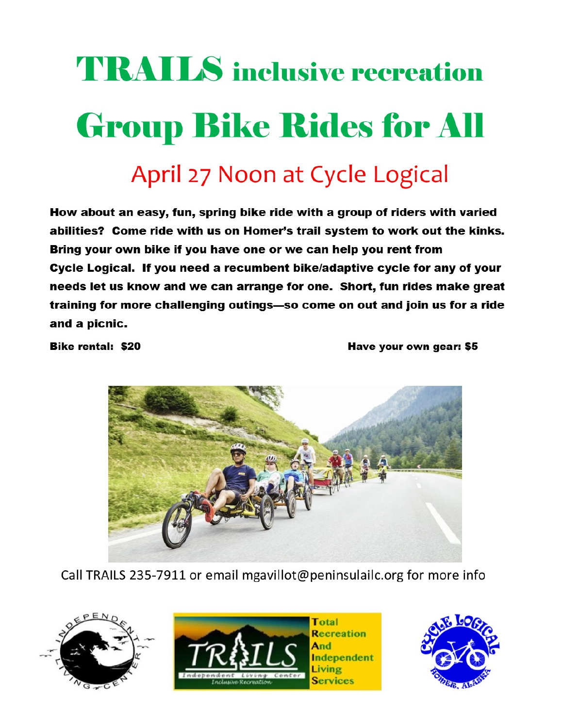# TRAILS inclusive recreation

# Group Bike Rides for All

## April 27 Noon at Cycle Logical

**How about an easy, fun, spring bike ride with a group of riders with varied abilities? Come ride with us on Homer's trail system to work out the kinks. Bring your own bike if you have one or we can help you rent from Cycle Logical. If you need a recumbent bike/adaptive cycle for any of your needs let us know and we can arrange for one. Short, fun rides make great training for more challenging outings—so come on out and join us for a ride and a picnic.**

**Bike rental: $20**

**Have your own gear: $5**

Call TRAILS 235-7911 or email mgavillot@peninsulailc.org for more info